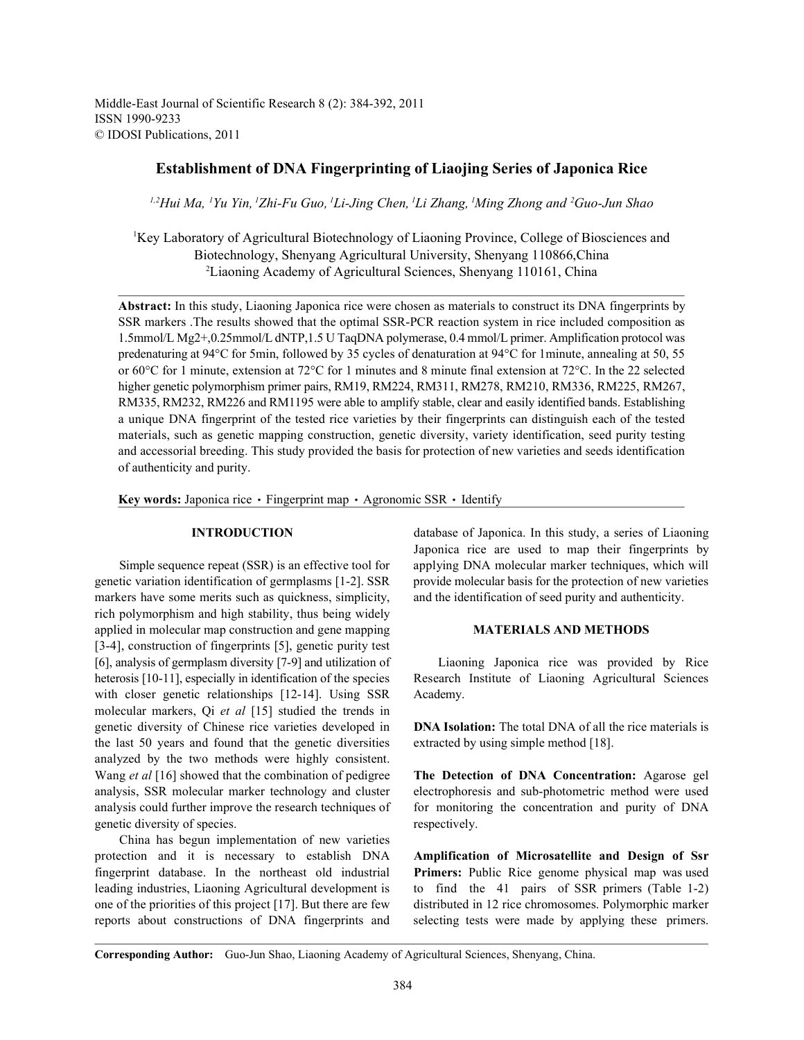# Establishment of DNA Fingerprinting of Liaojing Series of Japonica Rice

[1,2]Hui Ma, [1]Yu Yin, [1]Zhi-Fu Guo, [1]Li-Jing Chen, [1]Li Zhang, [1]Ming Zhong and [2]Guo-Jun Shao

[1]Key Laboratory of Agricultural Biotechnology of Liaoning Province, College of Biosciences and Biotechnology, Shenyang Agricultural University, Shenyang 110866,China
[2]Liaoning Academy of Agricultural Sciences, Shenyang 110161, China

**Abstract:** In this study, Liaoning Japonica rice were chosen as materials to construct its DNA fingerprints by SSR markers .The results showed that the optimal SSR-PCR reaction system in rice included composition as 1.5mmol/L $Mg^{2+}$,0.25mmol/L dNTP,1.5 U TaqDNA polymerase, 0.4 mmol/L primer. Amplification protocol was predenaturing at 94°C for 5min, followed by 35 cycles of denaturation at 94°C for 1minute, annealing at 50, 55 or 60°C for 1 minute, extension at 72°C for 1 minutes and 8 minute final extension at 72°C. In the 22 selected higher genetic polymorphism primer pairs, RM19, RM224, RM311, RM278, RM210, RM336, RM225, RM267, RM335, RM232, RM226 and RM1195 were able to amplify stable, clear and easily identified bands. Establishing a unique DNA fingerprint of the tested rice varieties by their fingerprints can distinguish each of the tested materials, such as genetic mapping construction, genetic diversity, variety identification, seed purity testing and accessorial breeding. This study provided the basis for protection of new varieties and seeds identification of authenticity and purity.

**Key words:** Japonica rice · Fingerprint map · Agronomic SSR · Identify

## INTRODUCTION

Simple sequence repeat (SSR) is an effective tool for genetic variation identification of germplasms [1-2]. SSR markers have some merits such as quickness, simplicity, rich polymorphism and high stability, thus being widely applied in molecular map construction and gene mapping [3-4], construction of fingerprints [5], genetic purity test [6], analysis of germplasm diversity [7-9] and utilization of heterosis [10-11], especially in identification of the species with closer genetic relationships [12-14]. Using SSR molecular markers, Qi *et al* [15] studied the trends in genetic diversity of Chinese rice varieties developed in the last 50 years and found that the genetic diversities analyzed by the two methods were highly consistent. Wang *et al* [16] showed that the combination of pedigree analysis, SSR molecular marker technology and cluster analysis could further improve the research techniques of genetic diversity of species.

China has begun implementation of new varieties protection and it is necessary to establish DNA fingerprint database. In the northeast old industrial leading industries, Liaoning Agricultural development is one of the priorities of this project [17]. But there are few reports about constructions of DNA fingerprints and database of Japonica. In this study, a series of Liaoning Japonica rice are used to map their fingerprints by applying DNA molecular marker techniques, which will provide molecular basis for the protection of new varieties and the identification of seed purity and authenticity.

## MATERIALS AND METHODS

Liaoning Japonica rice was provided by Rice Research Institute of Liaoning Agricultural Sciences Academy.

**DNA Isolation:** The total DNA of all the rice materials is extracted by using simple method [18].

**The Detection of DNA Concentration:** Agarose gel electrophoresis and sub-photometric method were used for monitoring the concentration and purity of DNA respectively.

**Amplification of Microsatellite and Design of Ssr Primers:** Public Rice genome physical map was used to find the 41 pairs of SSR primers (Table 1-2) distributed in 12 rice chromosomes. Polymorphic marker selecting tests were made by applying these primers.

**Corresponding Author:** Guo-Jun Shao, Liaoning Academy of Agricultural Sciences, Shenyang, China.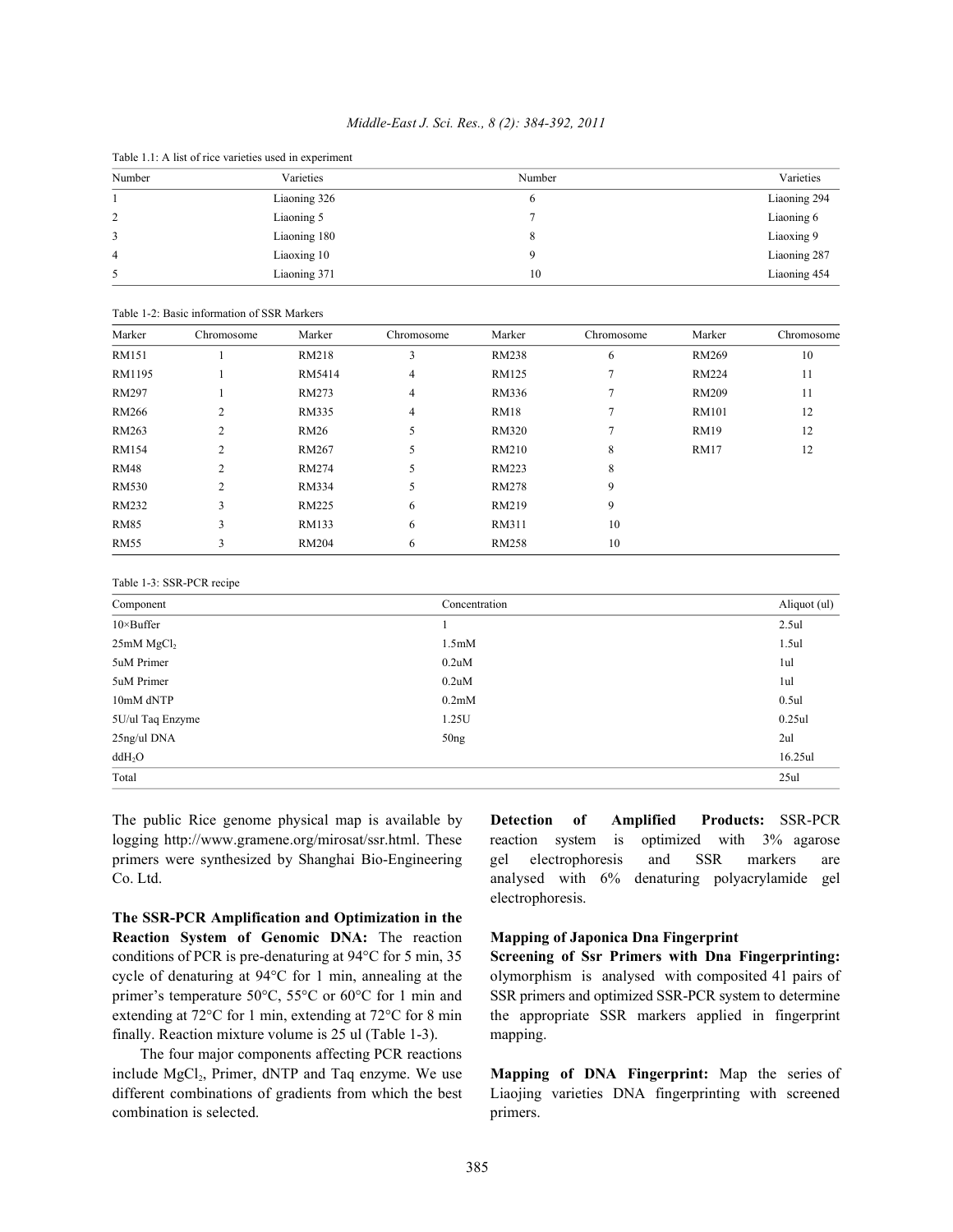Table 1.1: A list of rice varieties used in experiment

| Number | Varieties | Number | Varieties |
|---|---|---|---|
| 1 | Liaoning 326 | 6 | Liaoning 294 |
| 2 | Liaoning 5 | 7 | Liaoning 6 |
| 3 | Liaoning 180 | 8 | Liaoxing 9 |
| 4 | Liaoxing 10 | 9 | Liaoning 287 |
| 5 | Liaoning 371 | 10 | Liaoning 454 |

Table 1-2: Basic information of SSR Markers

| Marker | Chromosome | Marker | Chromosome | Marker | Chromosome | Marker | Chromosome |
|---|---|---|---|---|---|---|---|
| RM151 | 1 | RM218 | 3 | RM238 | 6 | RM269 | 10 |
| RM1195 | 1 | RM5414 | 4 | RM125 | 7 | RM224 | 11 |
| RM297 | 1 | RM273 | 4 | RM336 | 7 | RM209 | 11 |
| RM266 | 2 | RM335 | 4 | RM18 | 7 | RM101 | 12 |
| RM263 | 2 | RM26 | 5 | RM320 | 7 | RM19 | 12 |
| RM154 | 2 | RM267 | 5 | RM210 | 8 | RM17 | 12 |
| RM48 | 2 | RM274 | 5 | RM223 | 8 | | |
| RM530 | 2 | RM334 | 5 | RM278 | 9 | | |
| RM232 | 3 | RM225 | 6 | RM219 | 9 | | |
| RM85 | 3 | RM133 | 6 | RM311 | 10 | | |
| RM55 | 3 | RM204 | 6 | RM258 | 10 | | |

Table 1-3: SSR-PCR recipe

| Component | Concentration | Aliquot (ul) |
|---|---|---|
| 10×Buffer | 1 | 2.5ul |
| 25mM $MgCl_2$ | 1.5mM | 1.5ul |
| 5uM Primer | 0.2uM | 1ul |
| 5uM Primer | 0.2uM | 1ul |
| 10mM dNTP | 0.2mM | 0.5ul |
| 5U/ul Taq Enzyme | 1.25U | 0.25ul |
| 25ng/ul DNA | 50ng | 2ul |
| $ddH_2O$ | | 16.25ul |
| Total | | 25ul |

The public Rice genome physical map is available by logging http://www.gramene.org/mirosat/ssr.html. These primers were synthesized by Shanghai Bio-Engineering Co. Ltd.

**The SSR-PCR Amplification and Optimization in the Reaction System of Genomic DNA:** The reaction conditions of PCR is pre-denaturing at 94°C for 5 min, 35 cycle of denaturing at 94°C for 1 min, annealing at the primer's temperature 50°C, 55°C or 60°C for 1 min and extending at 72°C for 1 min, extending at 72°C for 8 min finally. Reaction mixture volume is 25 ul (Table 1-3).

The four major components affecting PCR reactions include $MgCl_2$, Primer, dNTP and Taq enzyme. We use different combinations of gradients from which the best combination is selected.

**Detection of Amplified Products:** SSR-PCR reaction system is optimized with 3% agarose gel electrophoresis and SSR markers are analysed with 6% denaturing polyacrylamide gel electrophoresis.

**Mapping of Japonica Dna Fingerprint**

**Screening of Ssr Primers with Dna Fingerprinting:** olymorphism is analysed with composited 41 pairs of SSR primers and optimized SSR-PCR system to determine the appropriate SSR markers applied in fingerprint mapping.

**Mapping of DNA Fingerprint:** Map the series of Liaojing varieties DNA fingerprinting with screened primers.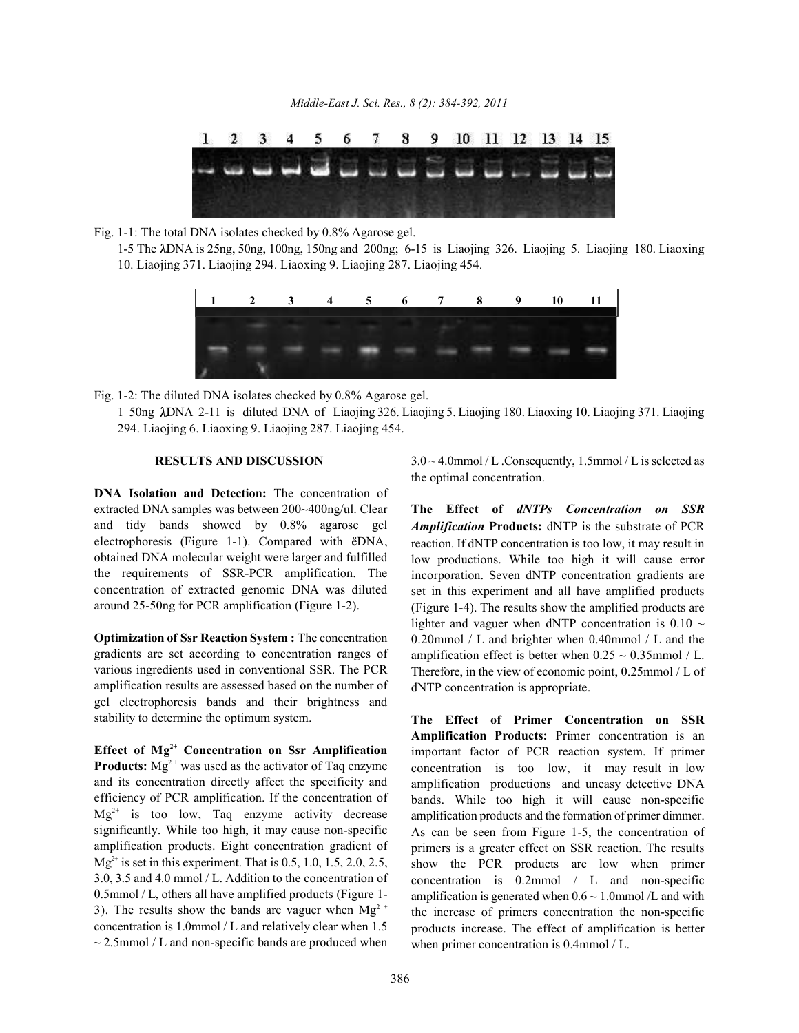Fig. 1-1: The total DNA isolates checked by 0.8% Agarose gel.

1-5 The λDNA is 25ng, 50ng, 100ng, 150ng and 200ng; 6-15 is Liaojing 326. Liaojing 5. Liaojing 180. Liaoxing 10. Liaojing 371. Liaojing 294. Liaoxing 9. Liaojing 287. Liaojing 454.

Fig. 1-2: The diluted DNA isolates checked by 0.8% Agarose gel.

1 50ng λDNA 2-11 is diluted DNA of Liaojing 326. Liaojing 5. Liaojing 180. Liaoxing 10. Liaojing 371. Liaojing 294. Liaojing 6. Liaoxing 9. Liaojing 287. Liaojing 454.

## RESULTS AND DISCUSSION

**DNA Isolation and Detection:** The concentration of extracted DNA samples was between 200~400ng/ul. Clear and tidy bands showed by 0.8% agarose gel electrophoresis (Figure 1-1). Compared with ëDNA, obtained DNA molecular weight were larger and fulfilled the requirements of SSR-PCR amplification. The concentration of extracted genomic DNA was diluted around 25-50ng for PCR amplification (Figure 1-2).

**Optimization of Ssr Reaction System :** The concentration gradients are set according to concentration ranges of various ingredients used in conventional SSR. The PCR amplification results are assessed based on the number of gel electrophoresis bands and their brightness and stability to determine the optimum system.

**Effect of $Mg^{2+}$ Concentration on Ssr Amplification Products:** $Mg^{2+}$ was used as the activator of Taq enzyme and its concentration directly affect the specificity and efficiency of PCR amplification. If the concentration of $Mg^{2+}$ is too low, Taq enzyme activity decrease significantly. While too high, it may cause non-specific amplification products. Eight concentration gradient of $Mg^{2+}$ is set in this experiment. That is 0.5, 1.0, 1.5, 2.0, 2.5, 3.0, 3.5 and 4.0 mmol / L. Addition to the concentration of 0.5mmol / L, others all have amplified products (Figure 1-3). The results show the bands are vaguer when $Mg^{2+}$ concentration is 1.0mmol / L and relatively clear when 1.5 ~ 2.5mmol / L and non-specific bands are produced when 3.0 ~ 4.0mmol / L .Consequently, 1.5mmol / L is selected as the optimal concentration.

**The Effect of *dNTPs Concentration on SSR Amplification* Products:** dNTP is the substrate of PCR reaction. If dNTP concentration is too low, it may result in low productions. While too high it will cause error incorporation. Seven dNTP concentration gradients are set in this experiment and all have amplified products (Figure 1-4). The results show the amplified products are lighter and vaguer when dNTP concentration is 0.10 ~ 0.20mmol / L and brighter when 0.40mmol / L and the amplification effect is better when 0.25 ~ 0.35mmol / L. Therefore, in the view of economic point, 0.25mmol / L of dNTP concentration is appropriate.

**The Effect of Primer Concentration on SSR Amplification Products:** Primer concentration is an important factor of PCR reaction system. If primer concentration is too low, it may result in low amplification productions and uneasy detective DNA bands. While too high it will cause non-specific amplification products and the formation of primer dimmer. As can be seen from Figure 1-5, the concentration of primers is a greater effect on SSR reaction. The results show the PCR products are low when primer concentration is 0.2mmol / L and non-specific amplification is generated when 0.6 ~ 1.0mmol /L and with the increase of primers concentration the non-specific products increase. The effect of amplification is better when primer concentration is 0.4mmol / L.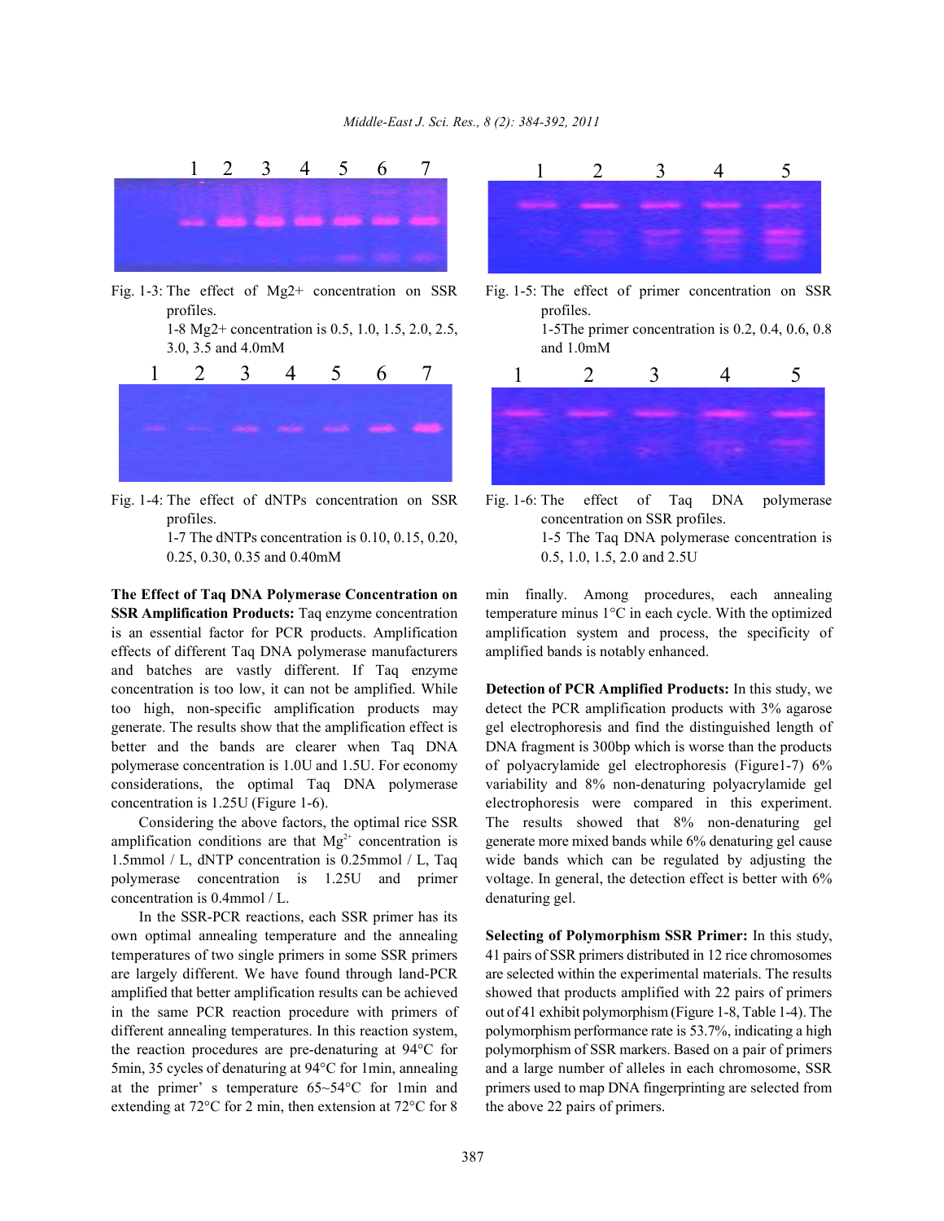Fig. 1-3: The effect of Mg2+ concentration on SSR profiles.
1-8 Mg2+ concentration is 0.5, 1.0, 1.5, 2.0, 2.5, 3.0, 3.5 and 4.0mM

Fig. 1-5: The effect of primer concentration on SSR profiles.
1-5The primer concentration is 0.2, 0.4, 0.6, 0.8 and 1.0mM

Fig. 1-4: The effect of dNTPs concentration on SSR profiles.
1-7 The dNTPs concentration is 0.10, 0.15, 0.20, 0.25, 0.30, 0.35 and 0.40mM

Fig. 1-6: The effect of Taq DNA polymerase concentration on SSR profiles.
1-5 The Taq DNA polymerase concentration is 0.5, 1.0, 1.5, 2.0 and 2.5U

**The Effect of Taq DNA Polymerase Concentration on SSR Amplification Products:** Taq enzyme concentration is an essential factor for PCR products. Amplification effects of different Taq DNA polymerase manufacturers and batches are vastly different. If Taq enzyme concentration is too low, it can not be amplified. While too high, non-specific amplification products may generate. The results show that the amplification effect is better and the bands are clearer when Taq DNA polymerase concentration is 1.0U and 1.5U. For economy considerations, the optimal Taq DNA polymerase concentration is 1.25U (Figure 1-6).

Considering the above factors, the optimal rice SSR amplification conditions are that $Mg^{2+}$ concentration is 1.5mmol / L, dNTP concentration is 0.25mmol / L, Taq polymerase concentration is 1.25U and primer concentration is 0.4mmol / L.

In the SSR-PCR reactions, each SSR primer has its own optimal annealing temperature and the annealing temperatures of two single primers in some SSR primers are largely different. We have found through land-PCR amplified that better amplification results can be achieved in the same PCR reaction procedure with primers of different annealing temperatures. In this reaction system, the reaction procedures are pre-denaturing at 94°C for 5min, 35 cycles of denaturing at 94°C for 1min, annealing at the primer' s temperature 65~54°C for 1min and extending at 72°C for 2 min, then extension at 72°C for 8 min finally. Among procedures, each annealing temperature minus 1°C in each cycle. With the optimized amplification system and process, the specificity of amplified bands is notably enhanced.

**Detection of PCR Amplified Products:** In this study, we detect the PCR amplification products with 3% agarose gel electrophoresis and find the distinguished length of DNA fragment is 300bp which is worse than the products of polyacrylamide gel electrophoresis (Figure1-7) 6% variability and 8% non-denaturing polyacrylamide gel electrophoresis were compared in this experiment. The results showed that 8% non-denaturing gel generate more mixed bands while 6% denaturing gel cause wide bands which can be regulated by adjusting the voltage. In general, the detection effect is better with 6% denaturing gel.

**Selecting of Polymorphism SSR Primer:** In this study, 41 pairs of SSR primers distributed in 12 rice chromosomes are selected within the experimental materials. The results showed that products amplified with 22 pairs of primers out of 41 exhibit polymorphism (Figure 1-8, Table 1-4). The polymorphism performance rate is 53.7%, indicating a high polymorphism of SSR markers. Based on a pair of primers and a large number of alleles in each chromosome, SSR primers used to map DNA fingerprinting are selected from the above 22 pairs of primers.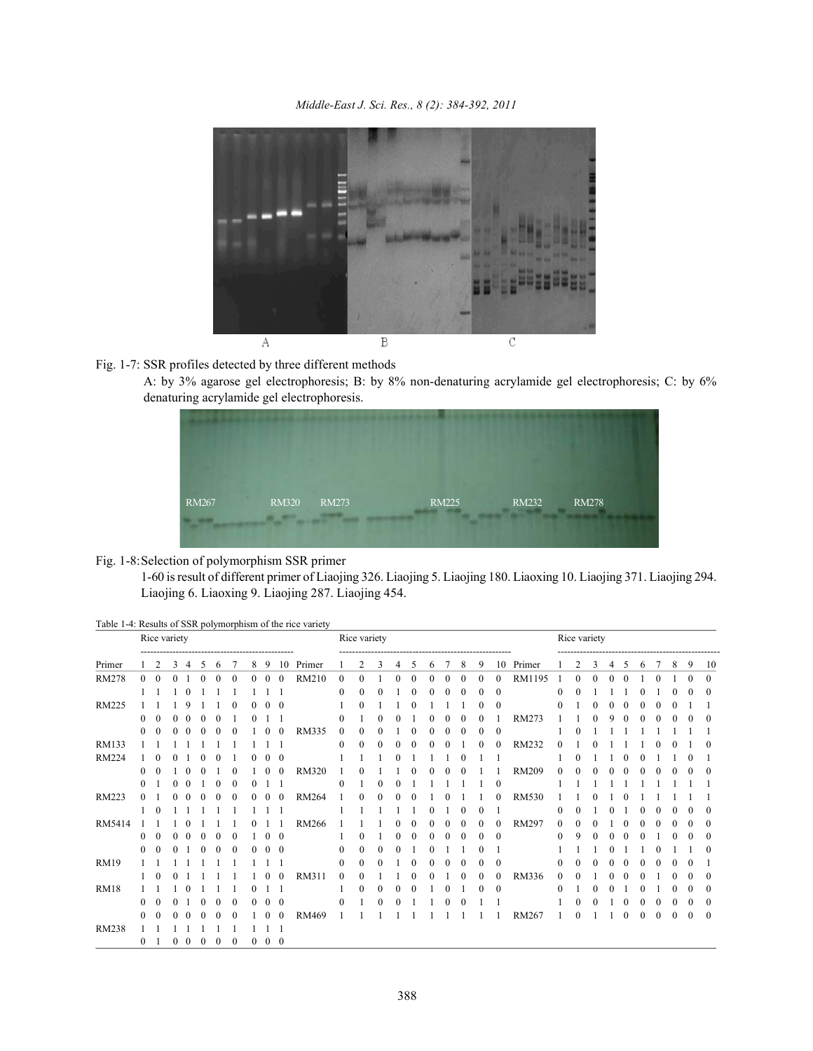Fig. 1-7: SSR profiles detected by three different methods

A: by 3% agarose gel electrophoresis; B: by 8% non-denaturing acrylamide gel electrophoresis; C: by 6% denaturing acrylamide gel electrophoresis.

Fig. 1-8: Selection of polymorphism SSR primer

1-60 is result of different primer of Liaojing 326. Liaojing 5. Liaojing 180. Liaoxing 10. Liaojing 371. Liaojing 294. Liaojing 6. Liaoxing 9. Liaojing 287. Liaojing 454.

Table 1-4: Results of SSR polymorphism of the rice variety

| | Rice variety | | | | | | | | | | | Rice variety | | | | | | | | | | | Rice variety | | | | | | | | | |
|---|---|---|---|---|---|---|---|---|---|---|---|---|---|---|---|---|---|---|---|---|---|---|---|---|---|---|---|---|---|---|---|---|
| Primer | 1 | 2 | 3 | 4 | 5 | 6 | 7 | 8 | 9 | 10 | Primer | 1 | 2 | 3 | 4 | 5 | 6 | 7 | 8 | 9 | 10 | Primer | 1 | 2 | 3 | 4 | 5 | 6 | 7 | 8 | 9 | 10 |
| RM278 | 0 | 0 | 0 | 1 | 0 | 0 | 0 | 0 | 0 | 0 | RM210 | 0 | 0 | 1 | 0 | 0 | 0 | 0 | 0 | 0 | 0 | RM1195 | 1 | 0 | 0 | 0 | 0 | 1 | 0 | 1 | 0 | 0 |
| | 1 | 1 | 1 | 0 | 1 | 1 | 1 | 1 | 1 | 1 | | 0 | 0 | 0 | 1 | 0 | 0 | 0 | 0 | 0 | 0 | | 0 | 0 | 1 | 1 | 1 | 0 | 1 | 0 | 0 | 0 |
| RM225 | 1 | 1 | 1 | 9 | 1 | 1 | 0 | 0 | 0 | 0 | | 1 | 0 | 1 | 1 | 0 | 1 | 1 | 1 | 0 | 0 | | 0 | 1 | 0 | 0 | 0 | 0 | 0 | 0 | 1 | 1 |
| | 0 | 0 | 0 | 0 | 0 | 0 | 1 | 0 | 1 | 1 | | 0 | 1 | 0 | 0 | 1 | 0 | 0 | 0 | 0 | 1 | RM273 | 1 | 1 | 0 | 9 | 0 | 0 | 0 | 0 | 0 | 0 |
| | 0 | 0 | 0 | 0 | 0 | 0 | 0 | 1 | 0 | 0 | RM335 | 0 | 0 | 0 | 1 | 0 | 0 | 0 | 0 | 0 | 0 | | 1 | 0 | 1 | 1 | 1 | 1 | 1 | 1 | 1 | 1 |
| RM133 | 1 | 1 | 1 | 1 | 1 | 1 | 1 | 1 | 1 | 1 | | 0 | 0 | 0 | 0 | 0 | 0 | 0 | 1 | 0 | 0 | RM232 | 0 | 1 | 0 | 1 | 1 | 1 | 0 | 0 | 1 | 0 |
| RM224 | 1 | 0 | 0 | 1 | 0 | 0 | 1 | 0 | 0 | 0 | | 1 | 1 | 1 | 0 | 1 | 1 | 1 | 0 | 1 | 1 | | 1 | 0 | 1 | 1 | 0 | 0 | 1 | 1 | 0 | 1 |
| | 0 | 0 | 1 | 0 | 0 | 1 | 0 | 1 | 0 | 0 | RM320 | 1 | 0 | 1 | 1 | 0 | 0 | 0 | 0 | 1 | 1 | RM209 | 0 | 0 | 0 | 0 | 0 | 0 | 0 | 0 | 0 | 0 |
| | 0 | 1 | 0 | 0 | 1 | 0 | 0 | 0 | 1 | 1 | | 0 | 1 | 0 | 0 | 1 | 1 | 1 | 1 | 1 | 0 | | 1 | 1 | 1 | 1 | 1 | 1 | 1 | 1 | 1 | 1 |
| RM223 | 0 | 1 | 0 | 0 | 0 | 0 | 0 | 0 | 0 | 0 | RM264 | 1 | 0 | 0 | 0 | 0 | 1 | 0 | 1 | 1 | 0 | RM530 | 1 | 1 | 0 | 1 | 0 | 1 | 1 | 1 | 1 | 1 |
| | 1 | 0 | 1 | 1 | 1 | 1 | 1 | 1 | 1 | 1 | | 1 | 1 | 1 | 1 | 1 | 0 | 1 | 0 | 0 | 1 | | 0 | 0 | 1 | 0 | 1 | 0 | 0 | 0 | 0 | 0 |
| RM5414 | 1 | 1 | 1 | 0 | 1 | 1 | 1 | 0 | 1 | 1 | RM266 | 1 | 1 | 1 | 0 | 0 | 0 | 0 | 0 | 0 | 0 | RM297 | 0 | 0 | 0 | 1 | 0 | 0 | 0 | 0 | 0 | 0 |
| | 0 | 0 | 0 | 0 | 0 | 0 | 0 | 1 | 0 | 0 | | 1 | 0 | 1 | 0 | 0 | 0 | 0 | 0 | 0 | 0 | | 0 | 9 | 0 | 0 | 0 | 0 | 1 | 0 | 0 | 0 |
| | 0 | 0 | 0 | 1 | 0 | 0 | 0 | 0 | 0 | 0 | | 0 | 0 | 0 | 0 | 1 | 0 | 1 | 1 | 0 | 1 | | 1 | 1 | 1 | 0 | 1 | 1 | 0 | 1 | 1 | 0 |
| RM19 | 1 | 1 | 1 | 1 | 1 | 1 | 1 | 1 | 1 | 1 | | 0 | 0 | 0 | 1 | 0 | 0 | 0 | 0 | 0 | 0 | | 0 | 0 | 0 | 0 | 0 | 0 | 0 | 0 | 0 | 1 |
| | 1 | 0 | 0 | 1 | 1 | 1 | 1 | 1 | 0 | 0 | RM311 | 0 | 0 | 1 | 1 | 0 | 0 | 1 | 0 | 0 | 0 | RM336 | 0 | 0 | 1 | 0 | 0 | 0 | 1 | 0 | 0 | 0 |
| RM18 | 1 | 1 | 1 | 0 | 1 | 1 | 1 | 0 | 1 | 1 | | 1 | 0 | 0 | 0 | 0 | 1 | 0 | 1 | 0 | 0 | | 0 | 1 | 0 | 0 | 1 | 0 | 1 | 0 | 0 | 0 |
| | 0 | 0 | 0 | 1 | 0 | 0 | 0 | 0 | 0 | 0 | | 0 | 1 | 0 | 0 | 1 | 1 | 0 | 0 | 1 | 1 | | 1 | 0 | 0 | 1 | 0 | 0 | 0 | 0 | 0 | 0 |
| | 0 | 0 | 0 | 0 | 0 | 0 | 0 | 1 | 0 | 0 | RM469 | 1 | 1 | 1 | 1 | 1 | 1 | 1 | 1 | 1 | 1 | RM267 | 1 | 0 | 1 | 1 | 0 | 0 | 0 | 0 | 0 | 0 |
| RM238 | 1 | 1 | 1 | 1 | 1 | 1 | 1 | 1 | 1 | 1 | | | | | | | | | | | | | | | | | | | | | | |
| | 0 | 1 | 0 | 0 | 0 | 0 | 0 | 0 | 0 | 0 | | | | | | | | | | | | | | | | | | | | | | |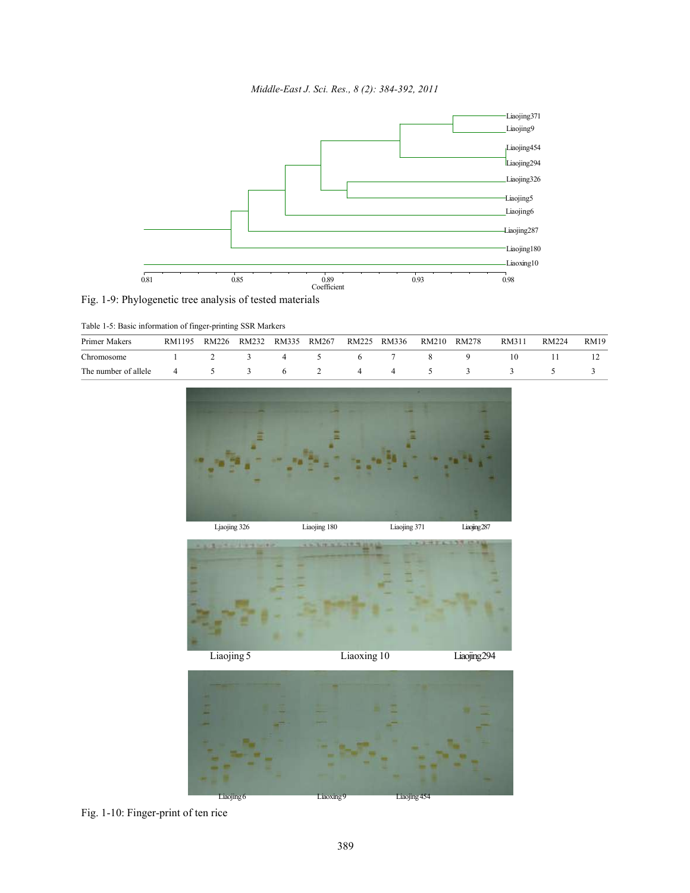Fig. 1-9: Phylogenetic tree analysis of tested materials

Table 1-5: Basic information of finger-printing SSR Markers

| Primer Makers | RM1195 | RM226 | RM232 | RM335 | RM267 | RM225 | RM336 | RM210 | RM278 | RM311 | RM224 | RM19 |
|---|---|---|---|---|---|---|---|---|---|---|---|---|
| Chromosome | 1 | 2 | 3 | 4 | 5 | 6 | 7 | 8 | 9 | 10 | 11 | 12 |
| The number of allele | 4 | 5 | 3 | 6 | 2 | 4 | 4 | 5 | 3 | 3 | 5 | 3 |

Fig. 1-10: Finger-print of ten rice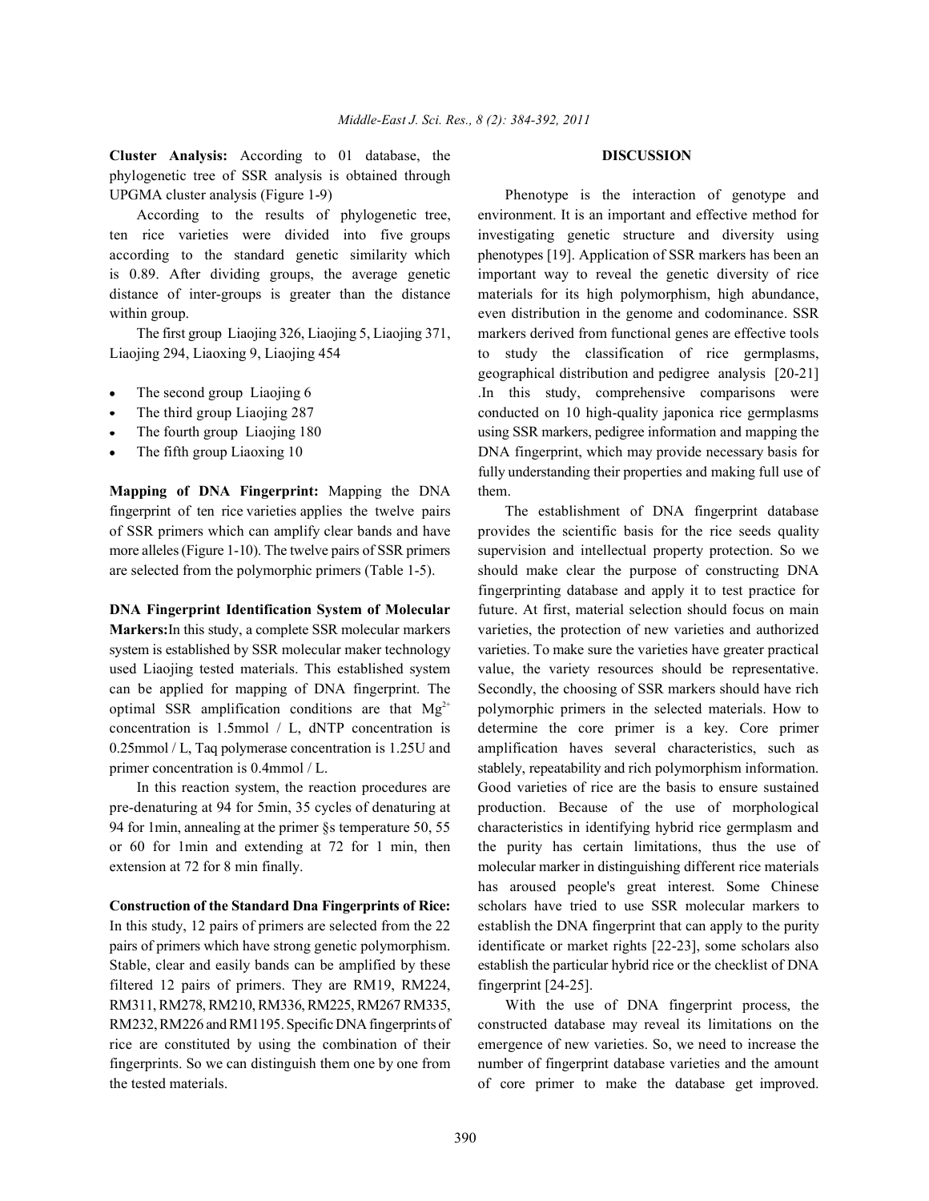**Cluster Analysis:** According to 01 database, the phylogenetic tree of SSR analysis is obtained through UPGMA cluster analysis (Figure 1-9)

According to the results of phylogenetic tree, ten rice varieties were divided into five groups according to the standard genetic similarity which is 0.89. After dividing groups, the average genetic distance of inter-groups is greater than the distance within group.

The first group Liaojing 326, Liaojing 5, Liaojing 371, Liaojing 294, Liaoxing 9, Liaojing 454

- The second group Liaojing 6
- The third group Liaojing 287
- The fourth group Liaojing 180
- The fifth group Liaoxing 10

**Mapping of DNA Fingerprint:** Mapping the DNA fingerprint of ten rice varieties applies the twelve pairs of SSR primers which can amplify clear bands and have more alleles (Figure 1-10). The twelve pairs of SSR primers are selected from the polymorphic primers (Table 1-5).

**DNA Fingerprint Identification System of Molecular Markers:** In this study, a complete SSR molecular markers system is established by SSR molecular maker technology used Liaojing tested materials. This established system can be applied for mapping of DNA fingerprint. The optimal SSR amplification conditions are that $Mg^{2+}$ concentration is 1.5mmol / L, dNTP concentration is 0.25mmol / L, Taq polymerase concentration is 1.25U and primer concentration is 0.4mmol / L.

In this reaction system, the reaction procedures are pre-denaturing at 94 for 5min, 35 cycles of denaturing at 94 for 1min, annealing at the primer §s temperature 50, 55 or 60 for 1min and extending at 72 for 1 min, then extension at 72 for 8 min finally.

**Construction of the Standard Dna Fingerprints of Rice:** In this study, 12 pairs of primers are selected from the 22 pairs of primers which have strong genetic polymorphism. Stable, clear and easily bands can be amplified by these filtered 12 pairs of primers. They are RM19, RM224, RM311, RM278, RM210, RM336, RM225, RM267 RM335, RM232, RM226 and RM1195. Specific DNA fingerprints of rice are constituted by using the combination of their fingerprints. So we can distinguish them one by one from the tested materials.

## DISCUSSION

Phenotype is the interaction of genotype and environment. It is an important and effective method for investigating genetic structure and diversity using phenotypes [19]. Application of SSR markers has been an important way to reveal the genetic diversity of rice materials for its high polymorphism, high abundance, even distribution in the genome and codominance. SSR markers derived from functional genes are effective tools to study the classification of rice germplasms, geographical distribution and pedigree analysis [20-21] .In this study, comprehensive comparisons were conducted on 10 high-quality japonica rice germplasms using SSR markers, pedigree information and mapping the DNA fingerprint, which may provide necessary basis for fully understanding their properties and making full use of them.

The establishment of DNA fingerprint database provides the scientific basis for the rice seeds quality supervision and intellectual property protection. So we should make clear the purpose of constructing DNA fingerprinting database and apply it to test practice for future. At first, material selection should focus on main varieties, the protection of new varieties and authorized varieties. To make sure the varieties have greater practical value, the variety resources should be representative. Secondly, the choosing of SSR markers should have rich polymorphic primers in the selected materials. How to determine the core primer is a key. Core primer amplification haves several characteristics, such as stablely, repeatability and rich polymorphism information. Good varieties of rice are the basis to ensure sustained production. Because of the use of morphological characteristics in identifying hybrid rice germplasm and the purity has certain limitations, thus the use of molecular marker in distinguishing different rice materials has aroused people's great interest. Some Chinese scholars have tried to use SSR molecular markers to establish the DNA fingerprint that can apply to the purity identificate or market rights [22-23], some scholars also establish the particular hybrid rice or the checklist of DNA fingerprint [24-25].

With the use of DNA fingerprint process, the constructed database may reveal its limitations on the emergence of new varieties. So, we need to increase the number of fingerprint database varieties and the amount of core primer to make the database get improved.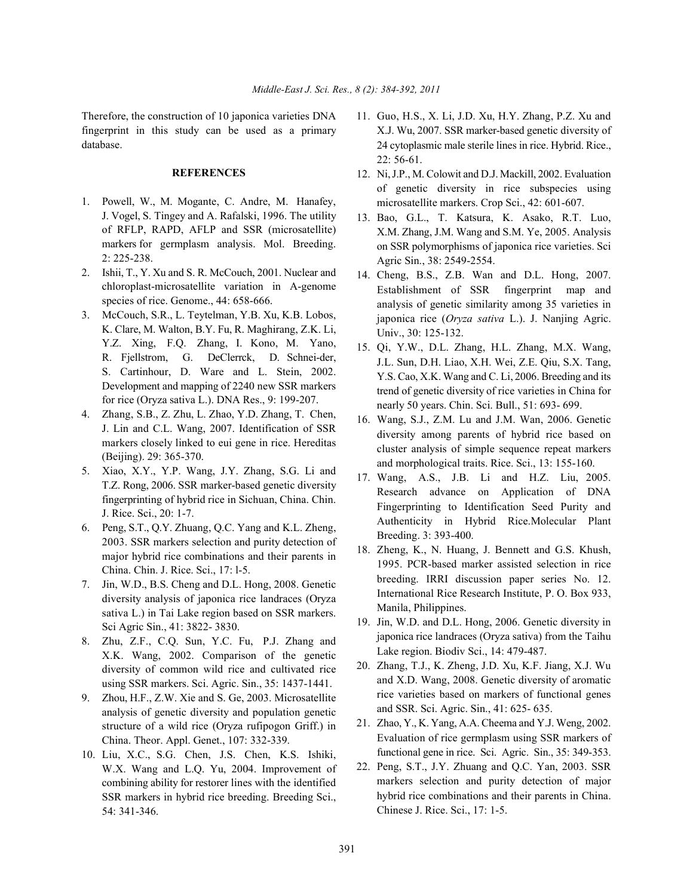Therefore, the construction of 10 japonica varieties DNA fingerprint in this study can be used as a primary database.

## REFERENCES

1. Powell, W., M. Mogante, C. Andre, M. Hanafey, J. Vogel, S. Tingey and A. Rafalski, 1996. The utility of RFLP, RAPD, AFLP and SSR (microsatellite) markers for germplasm analysis. Mol. Breeding. 2: 225-238.
2. Ishii, T., Y. Xu and S. R. McCouch, 2001. Nuclear and chloroplast-microsatellite variation in A-genome species of rice. Genome., 44: 658-666.
3. McCouch, S.R., L. Teytelman, Y.B. Xu, K.B. Lobos, K. Clare, M. Walton, B.Y. Fu, R. Maghirang, Z.K. Li, Y.Z. Xing, F.Q. Zhang, I. Kono, M. Yano, R. Fjellstrom, G. DeClerrck, D. Schnei-der, S. Cartinhour, D. Ware and L. Stein, 2002. Development and mapping of 2240 new SSR markers for rice (Oryza sativa L.). DNA Res., 9: 199-207.
4. Zhang, S.B., Z. Zhu, L. Zhao, Y.D. Zhang, T. Chen, J. Lin and C.L. Wang, 2007. Identification of SSR markers closely linked to eui gene in rice. Hereditas (Beijing). 29: 365-370.
5. Xiao, X.Y., Y.P. Wang, J.Y. Zhang, S.G. Li and T.Z. Rong, 2006. SSR marker-based genetic diversity fingerprinting of hybrid rice in Sichuan, China. Chin. J. Rice. Sci., 20: 1-7.
6. Peng, S.T., Q.Y. Zhuang, Q.C. Yang and K.L. Zheng, 2003. SSR markers selection and purity detection of major hybrid rice combinations and their parents in China. Chin. J. Rice. Sci., 17: l-5.
7. Jin, W.D., B.S. Cheng and D.L. Hong, 2008. Genetic diversity analysis of japonica rice landraces (Oryza sativa L.) in Tai Lake region based on SSR markers. Sci Agric Sin., 41: 3822- 3830.
8. Zhu, Z.F., C.Q. Sun, Y.C. Fu, P.J. Zhang and X.K. Wang, 2002. Comparison of the genetic diversity of common wild rice and cultivated rice using SSR markers. Sci. Agric. Sin., 35: 1437-1441.
9. Zhou, H.F., Z.W. Xie and S. Ge, 2003. Microsatellite analysis of genetic diversity and population genetic structure of a wild rice (Oryza rufipogon Griff.) in China. Theor. Appl. Genet., 107: 332-339.
10. Liu, X.C., S.G. Chen, J.S. Chen, K.S. Ishiki, W.X. Wang and L.Q. Yu, 2004. Improvement of combining ability for restorer lines with the identified SSR markers in hybrid rice breeding. Breeding Sci., 54: 341-346.
11. Guo, H.S., X. Li, J.D. Xu, H.Y. Zhang, P.Z. Xu and X.J. Wu, 2007. SSR marker-based genetic diversity of 24 cytoplasmic male sterile lines in rice. Hybrid. Rice., 22: 56-61.
12. Ni, J.P., M. Colowit and D.J. Mackill, 2002. Evaluation of genetic diversity in rice subspecies using microsatellite markers. Crop Sci., 42: 601-607.
13. Bao, G.L., T. Katsura, K. Asako, R.T. Luo, X.M. Zhang, J.M. Wang and S.M. Ye, 2005. Analysis on SSR polymorphisms of japonica rice varieties. Sci Agric Sin., 38: 2549-2554.
14. Cheng, B.S., Z.B. Wan and D.L. Hong, 2007. Establishment of SSR fingerprint map and analysis of genetic similarity among 35 varieties in japonica rice (*Oryza sativa* L.). J. Nanjing Agric. Univ., 30: 125-132.
15. Qi, Y.W., D.L. Zhang, H.L. Zhang, M.X. Wang, J.L. Sun, D.H. Liao, X.H. Wei, Z.E. Qiu, S.X. Tang, Y.S. Cao, X.K. Wang and C. Li, 2006. Breeding and its trend of genetic diversity of rice varieties in China for nearly 50 years. Chin. Sci. Bull., 51: 693- 699.
16. Wang, S.J., Z.M. Lu and J.M. Wan, 2006. Genetic diversity among parents of hybrid rice based on cluster analysis of simple sequence repeat markers and morphological traits. Rice. Sci., 13: 155-160.
17. Wang, A.S., J.B. Li and H.Z. Liu, 2005. Research advance on Application of DNA Fingerprinting to Identification Seed Purity and Authenticity in Hybrid Rice.Molecular Plant Breeding. 3: 393-400.
18. Zheng, K., N. Huang, J. Bennett and G.S. Khush, 1995. PCR-based marker assisted selection in rice breeding. IRRI discussion paper series No. 12. International Rice Research Institute, P. O. Box 933, Manila, Philippines.
19. Jin, W.D. and D.L. Hong, 2006. Genetic diversity in japonica rice landraces (Oryza sativa) from the Taihu Lake region. Biodiv Sci., 14: 479-487.
20. Zhang, T.J., K. Zheng, J.D. Xu, K.F. Jiang, X.J. Wu and X.D. Wang, 2008. Genetic diversity of aromatic rice varieties based on markers of functional genes and SSR. Sci. Agric. Sin., 41: 625- 635.
21. Zhao, Y., K. Yang, A.A. Cheema and Y.J. Weng, 2002. Evaluation of rice germplasm using SSR markers of functional gene in rice. Sci. Agric. Sin., 35: 349-353.
22. Peng, S.T., J.Y. Zhuang and Q.C. Yan, 2003. SSR markers selection and purity detection of major hybrid rice combinations and their parents in China. Chinese J. Rice. Sci., 17: 1-5.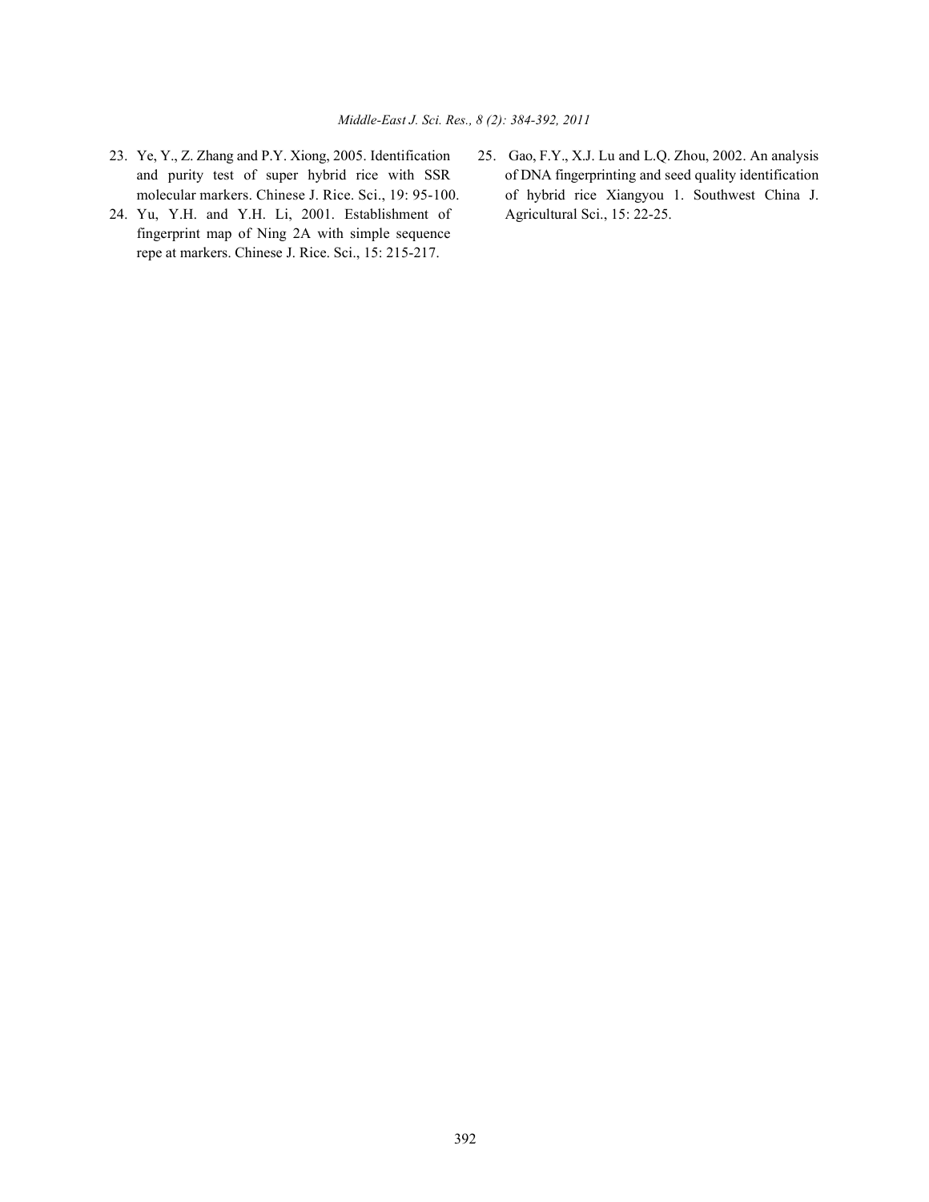23. Ye, Y., Z. Zhang and P.Y. Xiong, 2005. Identification and purity test of super hybrid rice with SSR molecular markers. Chinese J. Rice. Sci., 19: 95-100.
24. Yu, Y.H. and Y.H. Li, 2001. Establishment of fingerprint map of Ning 2A with simple sequence repe at markers. Chinese J. Rice. Sci., 15: 215-217.
25. Gao, F.Y., X.J. Lu and L.Q. Zhou, 2002. An analysis of DNA fingerprinting and seed quality identification of hybrid rice Xiangyou 1. Southwest China J. Agricultural Sci., 15: 22-25.